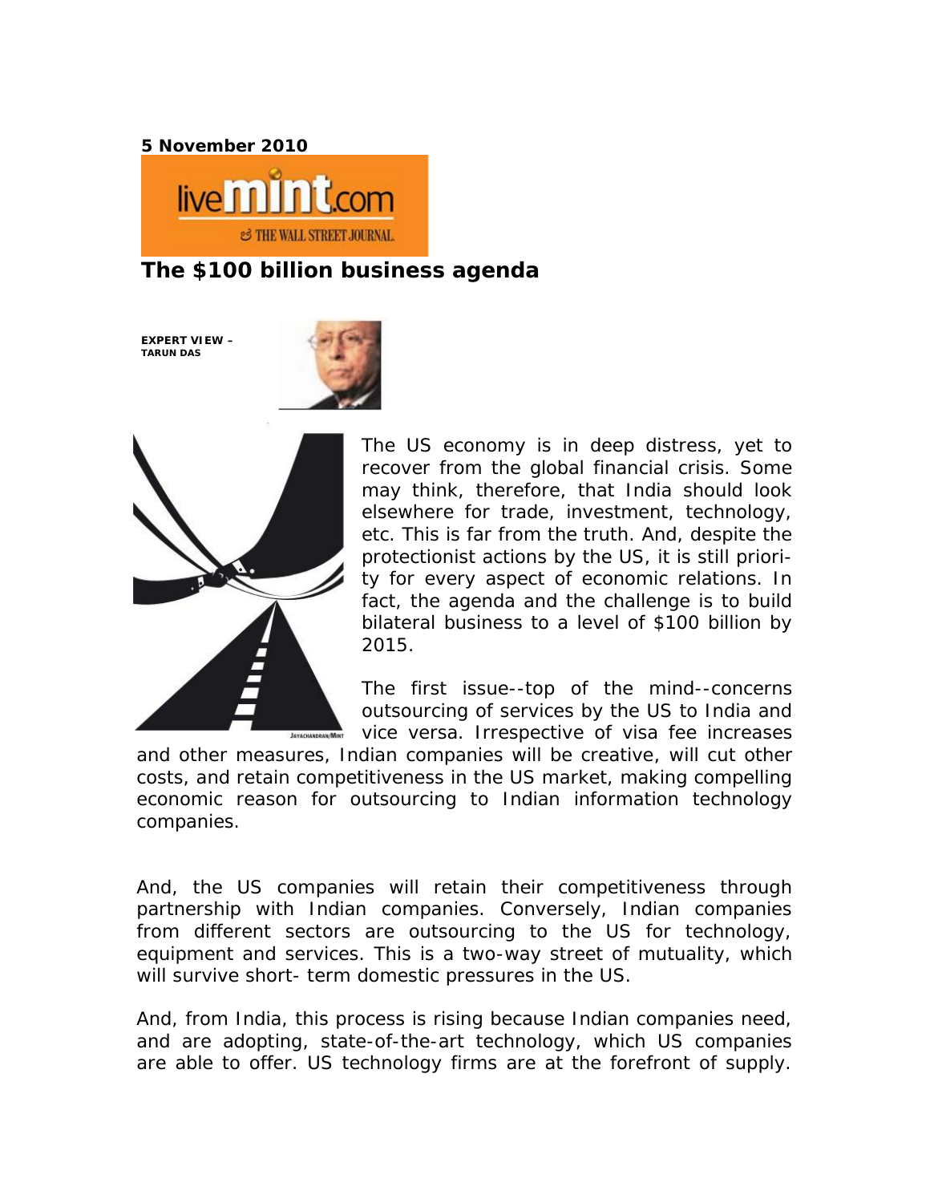**5 November 2010**

# The $100 billion business agenda

**EXPERT VIEW – TARUN DAS**

The US economy is in deep distress, yet to recover from the global financial crisis. Some may think, therefore, that India should look elsewhere for trade, investment, technology, etc. This is far from the truth. And, despite the protectionist actions by the US, it is still priority for every aspect of economic relations. In fact, the agenda and the challenge is to build bilateral business to a level of $100 billion by 2015.

The first issue--top of the mind--concerns outsourcing of services by the US to India and vice versa. Irrespective of visa fee increases and other measures, Indian companies will be creative, will cut other costs, and retain competitiveness in the US market, making compelling economic reason for outsourcing to Indian information technology companies.

And, the US companies will retain their competitiveness through partnership with Indian companies. Conversely, Indian companies from different sectors are outsourcing to the US for technology, equipment and services. This is a two-way street of mutuality, which will survive short- term domestic pressures in the US.

And, from India, this process is rising because Indian companies need, and are adopting, state-of-the-art technology, which US companies are able to offer. US technology firms are at the forefront of supply.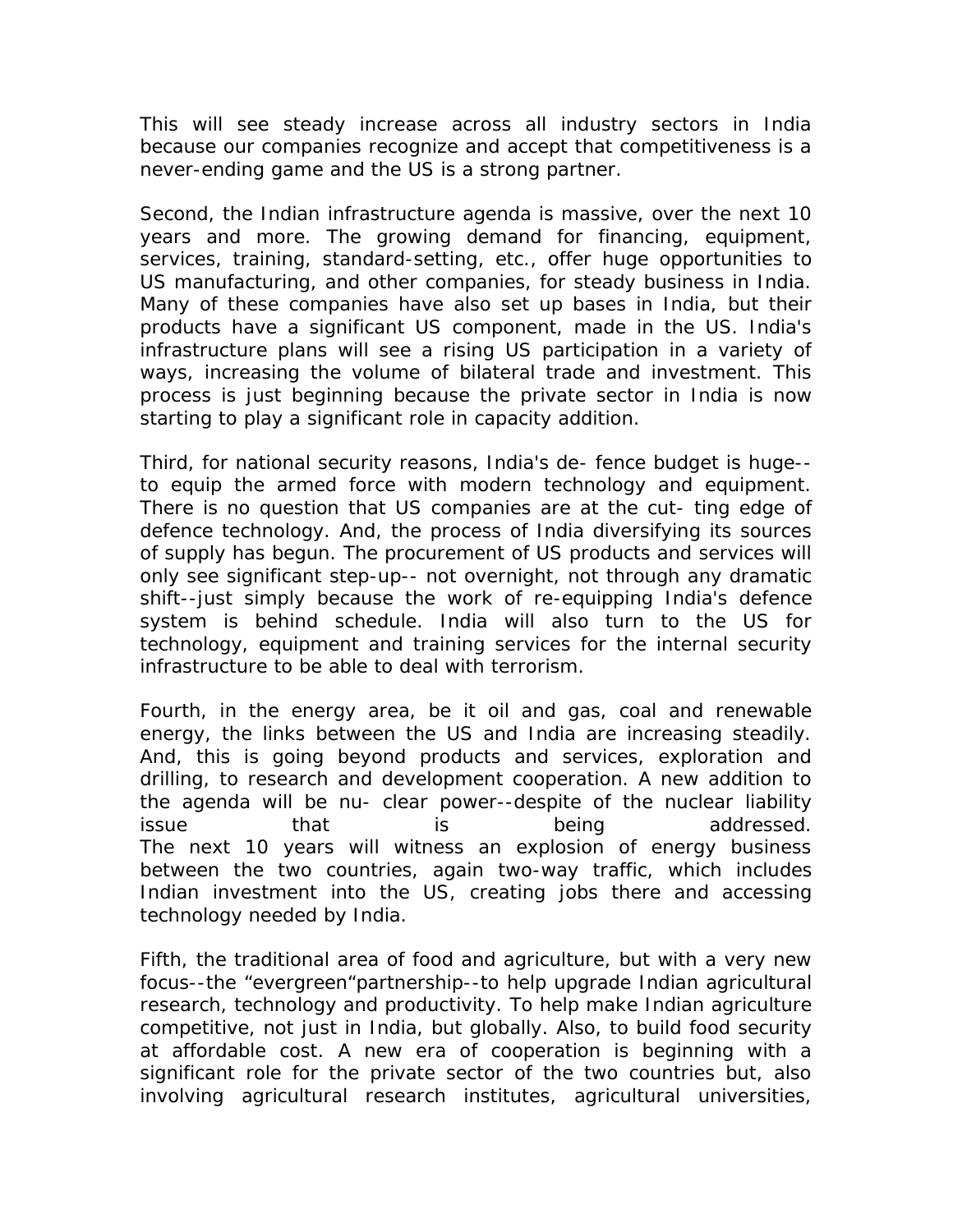This will see steady increase across all industry sectors in India because our companies recognize and accept that competitiveness is a never-ending game and the US is a strong partner.

Second, the Indian infrastructure agenda is massive, over the next 10 years and more. The growing demand for financing, equipment, services, training, standard-setting, etc., offer huge opportunities to US manufacturing, and other companies, for steady business in India. Many of these companies have also set up bases in India, but their products have a significant US component, made in the US. India's infrastructure plans will see a rising US participation in a variety of ways, increasing the volume of bilateral trade and investment. This process is just beginning because the private sector in India is now starting to play a significant role in capacity addition.

Third, for national security reasons, India's de- fence budget is huge-- to equip the armed force with modern technology and equipment. There is no question that US companies are at the cut- ting edge of defence technology. And, the process of India diversifying its sources of supply has begun. The procurement of US products and services will only see significant step-up-- not overnight, not through any dramatic shift--just simply because the work of re-equipping India's defence system is behind schedule. India will also turn to the US for technology, equipment and training services for the internal security infrastructure to be able to deal with terrorism.

Fourth, in the energy area, be it oil and gas, coal and renewable energy, the links between the US and India are increasing steadily. And, this is going beyond products and services, exploration and drilling, to research and development cooperation. A new addition to the agenda will be nu- clear power--despite of the nuclear liability issue that is being addressed.
The next 10 years will witness an explosion of energy business between the two countries, again two-way traffic, which includes Indian investment into the US, creating jobs there and accessing technology needed by India.

Fifth, the traditional area of food and agriculture, but with a very new focus--the "evergreen"partnership--to help upgrade Indian agricultural research, technology and productivity. To help make Indian agriculture competitive, not just in India, but globally. Also, to build food security at affordable cost. A new era of cooperation is beginning with a significant role for the private sector of the two countries but, also involving agricultural research institutes, agricultural universities,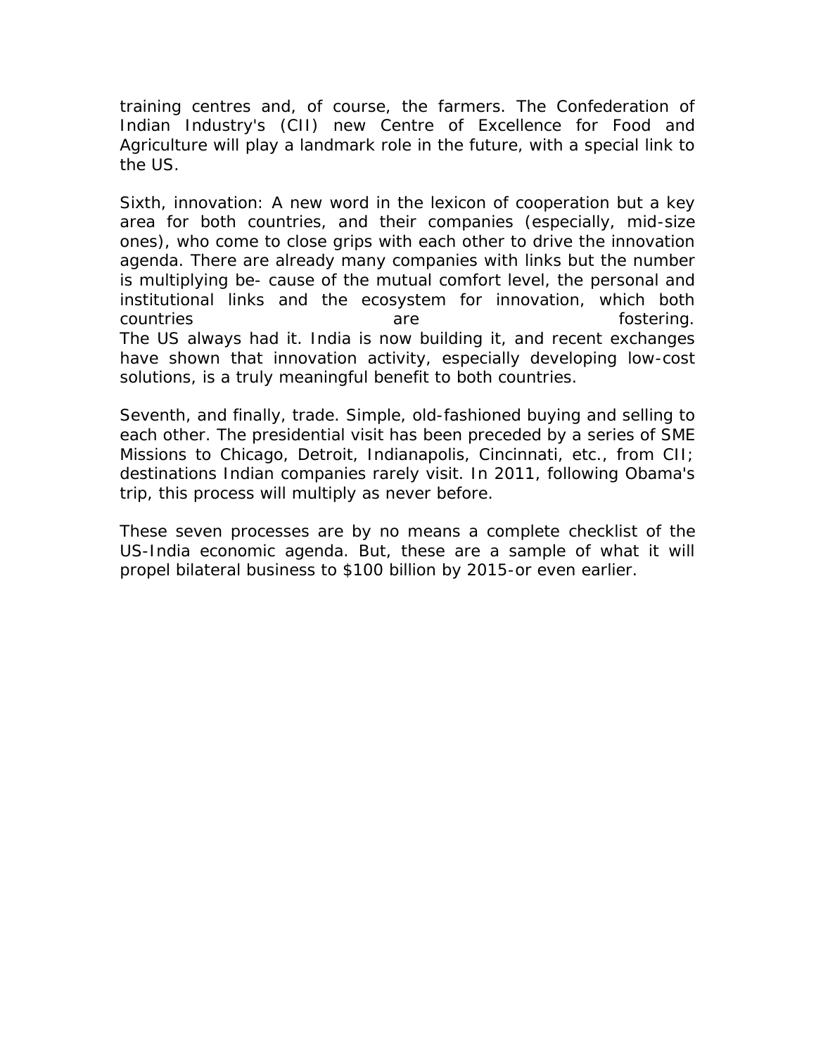training centres and, of course, the farmers. The Confederation of Indian Industry's (CII) new Centre of Excellence for Food and Agriculture will play a landmark role in the future, with a special link to the US.

Sixth, innovation: A new word in the lexicon of cooperation but a key area for both countries, and their companies (especially, mid-size ones), who come to close grips with each other to drive the innovation agenda. There are already many companies with links but the number is multiplying be- cause of the mutual comfort level, the personal and institutional links and the ecosystem for innovation, which both countries are fostering.
The US always had it. India is now building it, and recent exchanges have shown that innovation activity, especially developing low-cost solutions, is a truly meaningful benefit to both countries.

Seventh, and finally, trade. Simple, old-fashioned buying and selling to each other. The presidential visit has been preceded by a series of SME Missions to Chicago, Detroit, Indianapolis, Cincinnati, etc., from CII; destinations Indian companies rarely visit. In 2011, following Obama's trip, this process will multiply as never before.

These seven processes are by no means a complete checklist of the US-India economic agenda. But, these are a sample of what it will propel bilateral business to $100 billion by 2015-or even earlier.